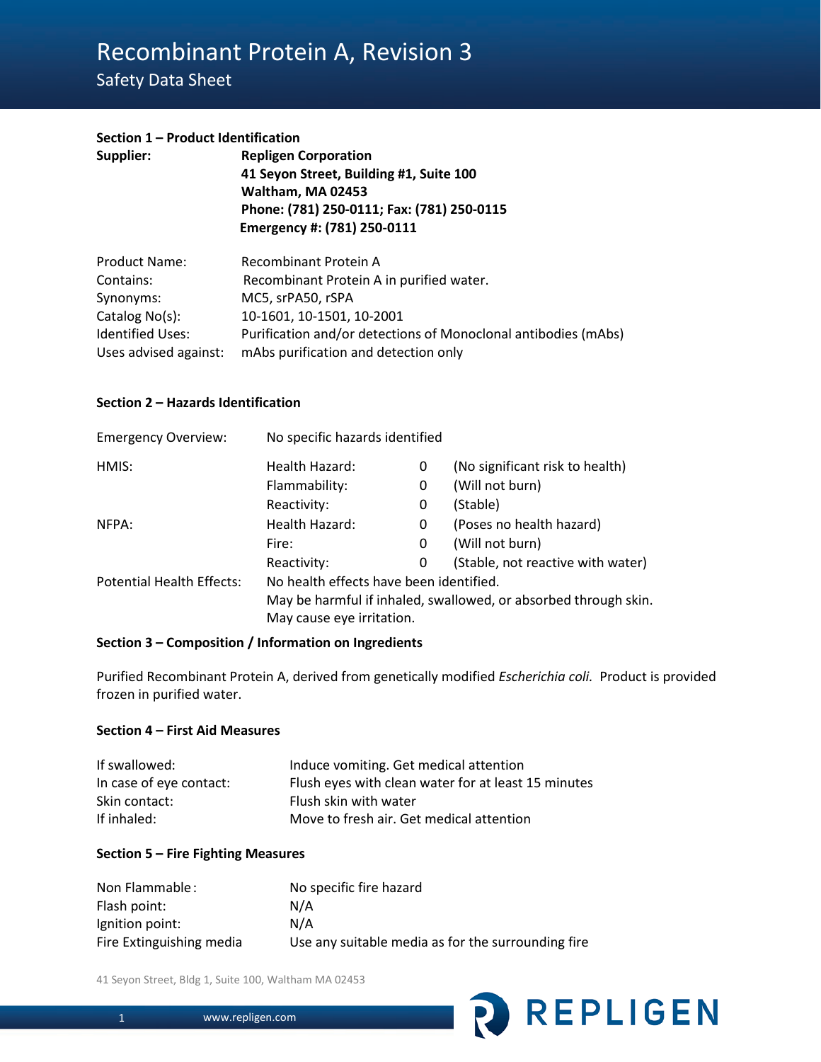# Recombinant Protein A, Revision 3

## Safety Data Sheet

### Section 1 – Product Identification

**Supplier:** **Repligen Corporation**
**41 Seyon Street, Building #1, Suite 100**
**Waltham, MA 02453**
**Phone: (781) 250-0111; Fax: (781) 250-0115**
**Emergency #: (781) 250-0111**

| | |
|---|---|
| Product Name: | Recombinant Protein A |
| Contains: | Recombinant Protein A in purified water. |
| Synonyms: | MC5, srPA50, rSPA |
| Catalog No(s): | 10-1601, 10-1501, 10-2001 |
| Identified Uses: | Purification and/or detections of Monoclonal antibodies (mAbs) |
| Uses advised against: | mAbs purification and detection only |

### Section 2 – Hazards Identification

| | | | |
|---|---|---|---|
| Emergency Overview: | No specific hazards identified | | |
| HMIS: | Health Hazard: | 0 | (No significant risk to health) |
| | Flammability: | 0 | (Will not burn) |
| | Reactivity: | 0 | (Stable) |
| NFPA: | Health Hazard: | 0 | (Poses no health hazard) |
| | Fire: | 0 | (Will not burn) |
| | Reactivity: | 0 | (Stable, not reactive with water) |
| Potential Health Effects: | No health effects have been identified.<br>May be harmful if inhaled, swallowed, or absorbed through skin.<br>May cause eye irritation. | | |

### Section 3 – Composition / Information on Ingredients

Purified Recombinant Protein A, derived from genetically modified *Escherichia coli.* Product is provided frozen in purified water.

### Section 4 – First Aid Measures

| | |
|---|---|
| If swallowed: | Induce vomiting. Get medical attention |
| In case of eye contact: | Flush eyes with clean water for at least 15 minutes |
| Skin contact: | Flush skin with water |
| If inhaled: | Move to fresh air. Get medical attention |

### Section 5 – Fire Fighting Measures

| | |
|---|---|
| Non Flammable: | No specific fire hazard |
| Flash point: | N/A |
| Ignition point: | N/A |
| Fire Extinguishing media | Use any suitable media as for the surrounding fire |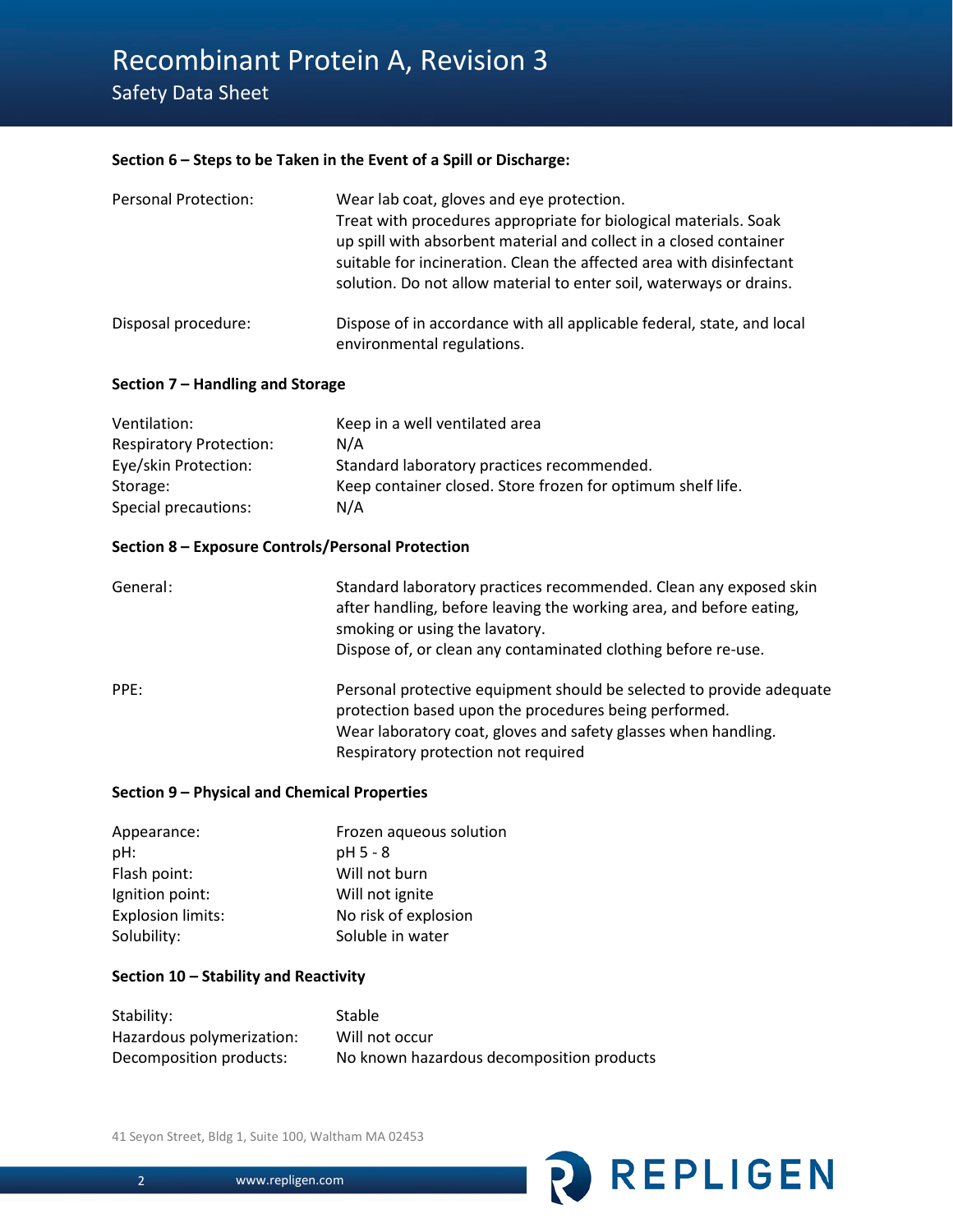### Section 6 – Steps to be Taken in the Event of a Spill or Discharge:

| | |
|---|---|
| Personal Protection: | Wear lab coat, gloves and eye protection. Treat with procedures appropriate for biological materials. Soak up spill with absorbent material and collect in a closed container suitable for incineration. Clean the affected area with disinfectant solution. Do not allow material to enter soil, waterways or drains. |
| Disposal procedure: | Dispose of in accordance with all applicable federal, state, and local environmental regulations. |

### Section 7 – Handling and Storage

| | |
|---|---|
| Ventilation: | Keep in a well ventilated area |
| Respiratory Protection: | N/A |
| Eye/skin Protection: | Standard laboratory practices recommended. |
| Storage: | Keep container closed. Store frozen for optimum shelf life. |
| Special precautions: | N/A |

### Section 8 – Exposure Controls/Personal Protection

| | |
|---|---|
| General: | Standard laboratory practices recommended. Clean any exposed skin after handling, before leaving the working area, and before eating, smoking or using the lavatory. Dispose of, or clean any contaminated clothing before re-use. |
| PPE: | Personal protective equipment should be selected to provide adequate protection based upon the procedures being performed. Wear laboratory coat, gloves and safety glasses when handling. Respiratory protection not required |

### Section 9 – Physical and Chemical Properties

| | |
|---|---|
| Appearance: | Frozen aqueous solution |
| pH: | pH 5 - 8 |
| Flash point: | Will not burn |
| Ignition point: | Will not ignite |
| Explosion limits: | No risk of explosion |
| Solubility: | Soluble in water |

### Section 10 – Stability and Reactivity

| | |
|---|---|
| Stability: | Stable |
| Hazardous polymerization: | Will not occur |
| Decomposition products: | No known hazardous decomposition products |

41 Seyon Street, Bldg 1, Suite 100, Waltham MA 02453

www.repligen.com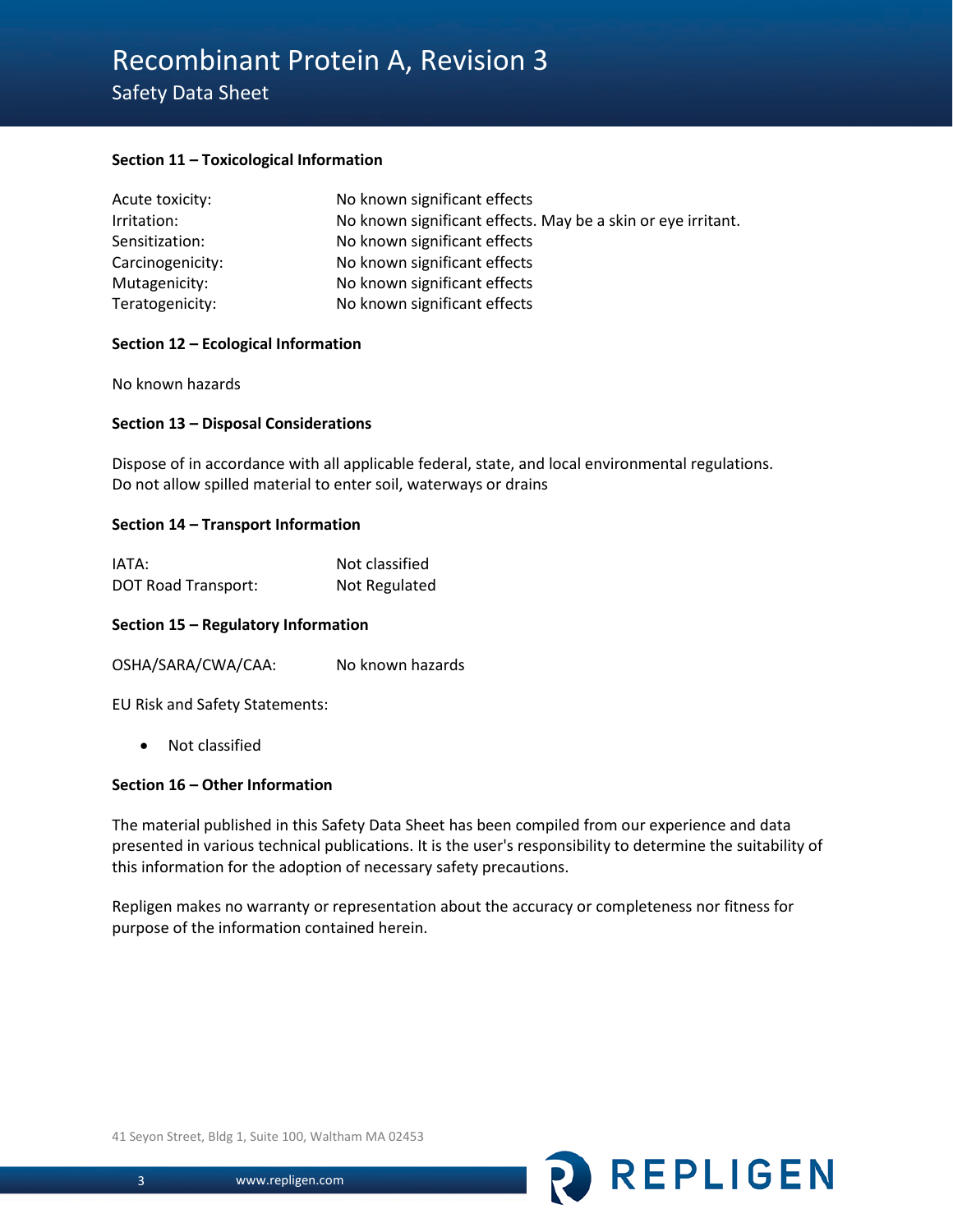### Section 11 – Toxicological Information

| | |
|---|---|
| Acute toxicity: | No known significant effects |
| Irritation: | No known significant effects. May be a skin or eye irritant. |
| Sensitization: | No known significant effects |
| Carcinogenicity: | No known significant effects |
| Mutagenicity: | No known significant effects |
| Teratogenicity: | No known significant effects |

### Section 12 – Ecological Information

No known hazards

### Section 13 – Disposal Considerations

Dispose of in accordance with all applicable federal, state, and local environmental regulations.
Do not allow spilled material to enter soil, waterways or drains

### Section 14 – Transport Information

| | |
|---|---|
| IATA: | Not classified |
| DOT Road Transport: | Not Regulated |

### Section 15 – Regulatory Information

| | |
|---|---|
| OSHA/SARA/CWA/CAA: | No known hazards |

EU Risk and Safety Statements:

- Not classified

### Section 16 – Other Information

The material published in this Safety Data Sheet has been compiled from our experience and data presented in various technical publications. It is the user's responsibility to determine the suitability of this information for the adoption of necessary safety precautions.

Repligen makes no warranty or representation about the accuracy or completeness nor fitness for purpose of the information contained herein.